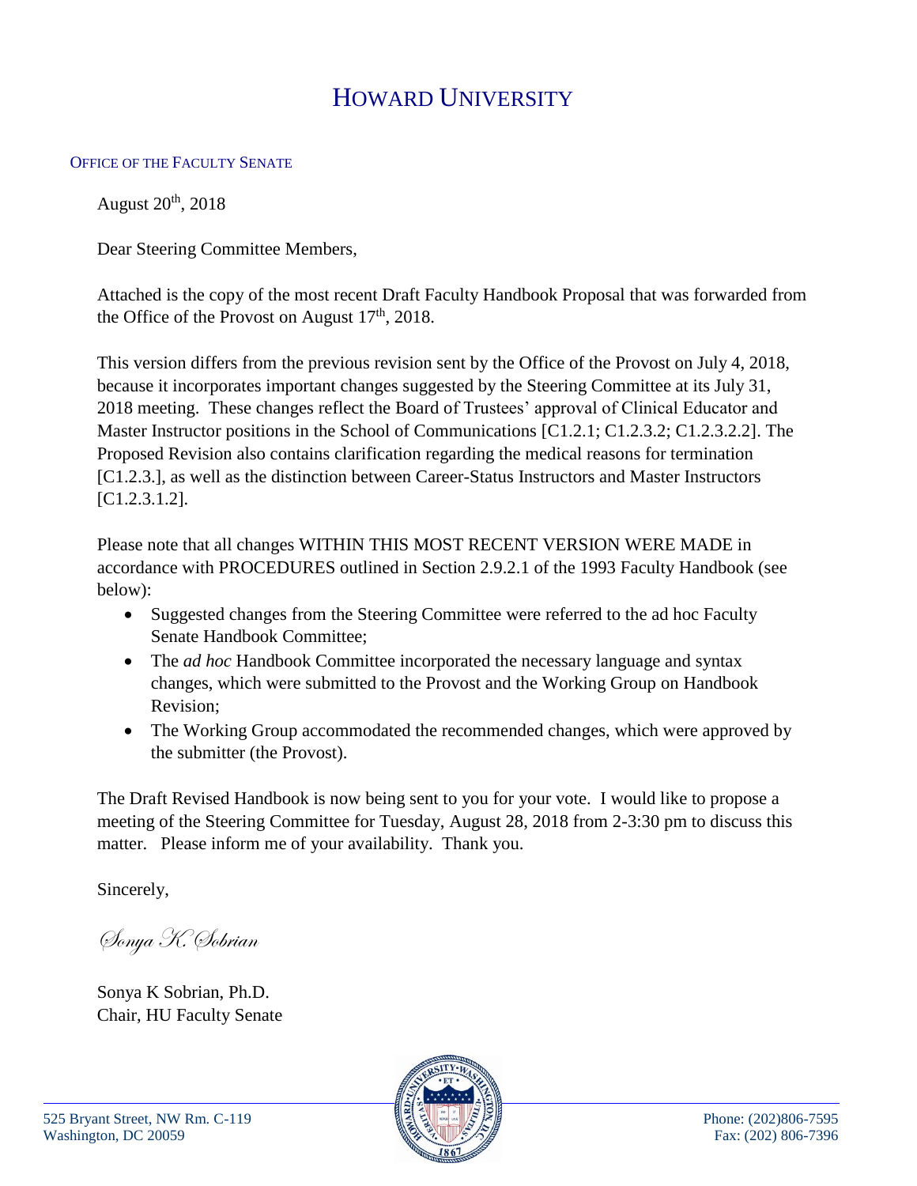# HOWARD UNIVERSITY

OFFICE OF THE FACULTY SENATE

August 20th, 2018

Dear Steering Committee Members,

Attached is the copy of the most recent Draft Faculty Handbook Proposal that was forwarded from the Office of the Provost on August 17th, 2018.

This version differs from the previous revision sent by the Office of the Provost on July 4, 2018, because it incorporates important changes suggested by the Steering Committee at its July 31, 2018 meeting. These changes reflect the Board of Trustees' approval of Clinical Educator and Master Instructor positions in the School of Communications [C1.2.1; C1.2.3.2; C1.2.3.2.2]. The Proposed Revision also contains clarification regarding the medical reasons for termination [C1.2.3.], as well as the distinction between Career-Status Instructors and Master Instructors [C1.2.3.1.2].

Please note that all changes WITHIN THIS MOST RECENT VERSION WERE MADE in accordance with PROCEDURES outlined in Section 2.9.2.1 of the 1993 Faculty Handbook (see below):

- Suggested changes from the Steering Committee were referred to the ad hoc Faculty Senate Handbook Committee;
- The *ad hoc* Handbook Committee incorporated the necessary language and syntax changes, which were submitted to the Provost and the Working Group on Handbook Revision;
- The Working Group accommodated the recommended changes, which were approved by the submitter (the Provost).

The Draft Revised Handbook is now being sent to you for your vote. I would like to propose a meeting of the Steering Committee for Tuesday, August 28, 2018 from 2-3:30 pm to discuss this matter. Please inform me of your availability. Thank you.

Sincerely,

*Sonya K. Sobrian*

Sonya K Sobrian, Ph.D.
Chair, HU Faculty Senate

525 Bryant Street, NW Rm. C-119
Washington, DC 20059

Phone: (202)806-7595
Fax: (202) 806-7396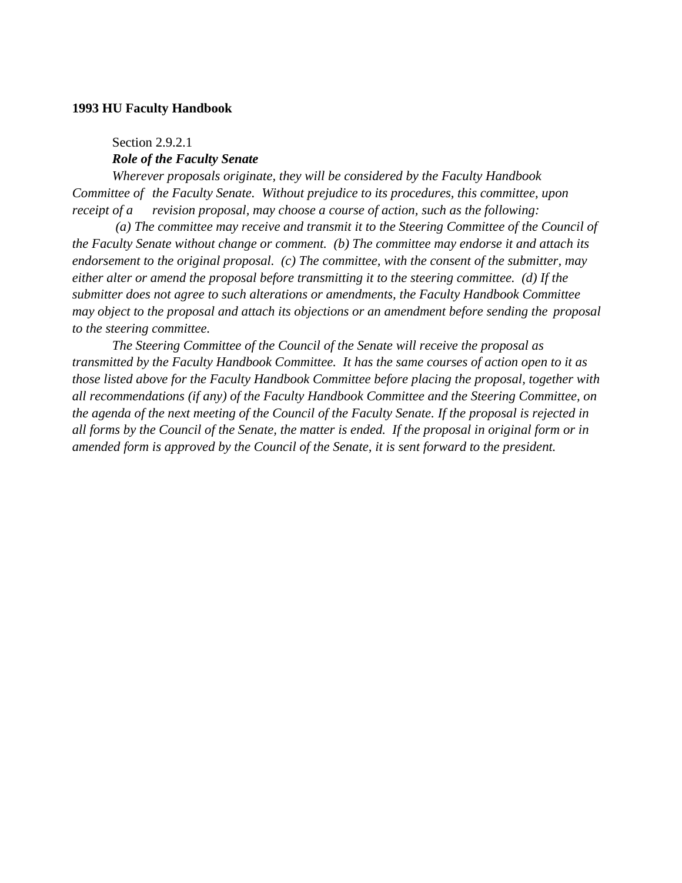**1993 HU Faculty Handbook**

Section 2.9.2.1

***Role of the Faculty Senate***

*Wherever proposals originate, they will be considered by the Faculty Handbook Committee of the Faculty Senate. Without prejudice to its procedures, this committee, upon receipt of a revision proposal, may choose a course of action, such as the following:*

*(a) The committee may receive and transmit it to the Steering Committee of the Council of the Faculty Senate without change or comment. (b) The committee may endorse it and attach its endorsement to the original proposal. (c) The committee, with the consent of the submitter, may either alter or amend the proposal before transmitting it to the steering committee. (d) If the submitter does not agree to such alterations or amendments, the Faculty Handbook Committee may object to the proposal and attach its objections or an amendment before sending the proposal to the steering committee.*

*The Steering Committee of the Council of the Senate will receive the proposal as transmitted by the Faculty Handbook Committee. It has the same courses of action open to it as those listed above for the Faculty Handbook Committee before placing the proposal, together with all recommendations (if any) of the Faculty Handbook Committee and the Steering Committee, on the agenda of the next meeting of the Council of the Faculty Senate. If the proposal is rejected in all forms by the Council of the Senate, the matter is ended. If the proposal in original form or in amended form is approved by the Council of the Senate, it is sent forward to the president.*